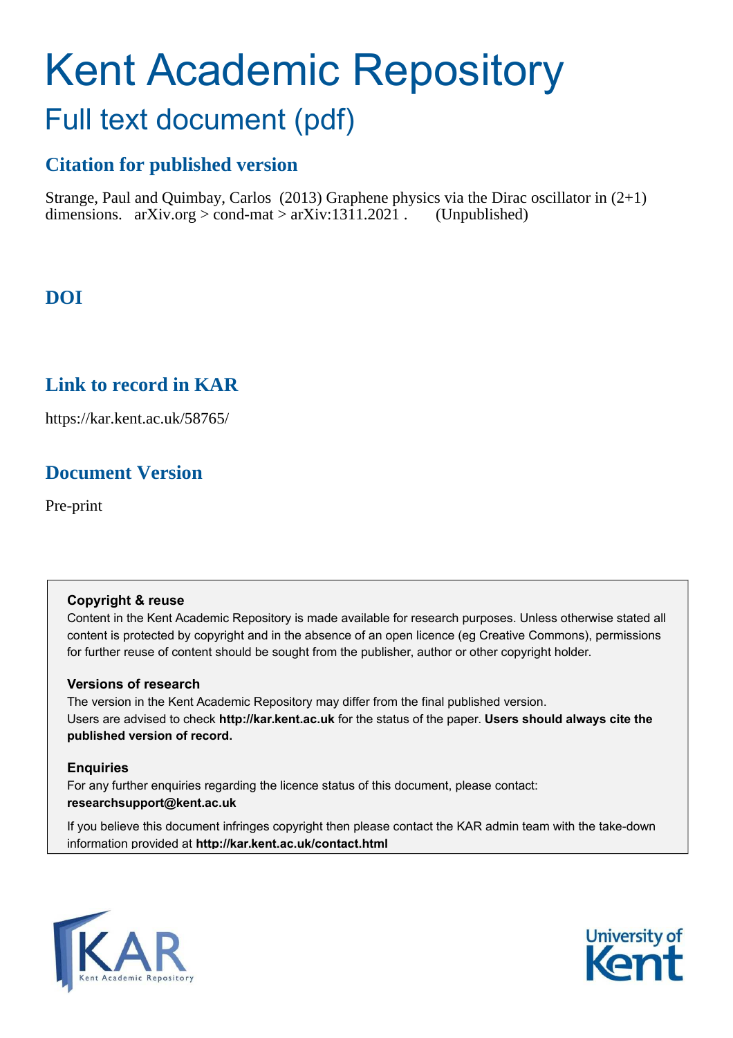# Kent Academic Repository

## Full text document (pdf)

### Citation for published version

Strange, Paul and Quimbay, Carlos (2013) Graphene physics via the Dirac oscillator in (2+1) dimensions. arXiv.org > cond-mat > arXiv:1311.2021 . (Unpublished)

### DOI

### Link to record in KAR

https://kar.kent.ac.uk/58765/

### Document Version

Pre-print

**Copyright & reuse**

Content in the Kent Academic Repository is made available for research purposes. Unless otherwise stated all content is protected by copyright and in the absence of an open licence (eg Creative Commons), permissions for further reuse of content should be sought from the publisher, author or other copyright holder.

**Versions of research**

The version in the Kent Academic Repository may differ from the final published version. Users are advised to check **http://kar.kent.ac.uk** for the status of the paper. **Users should always cite the published version of record.**

**Enquiries**

For any further enquiries regarding the licence status of this document, please contact: **researchsupport@kent.ac.uk**

If you believe this document infringes copyright then please contact the KAR admin team with the take-down information provided at **http://kar.kent.ac.uk/contact.html**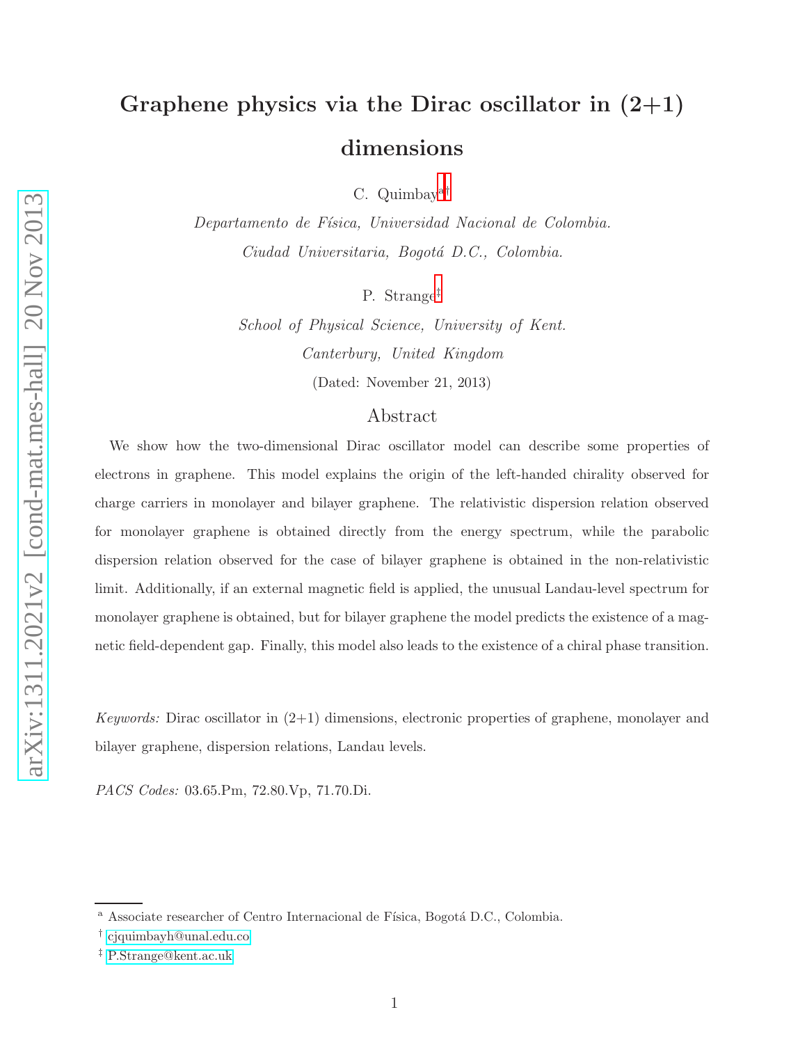# Graphene physics via the Dirac oscillator in (2+1) dimensions

C. Quimbay[a] [†]

*Departamento de Física, Universidad Nacional de Colombia.*
*Ciudad Universitaria, Bogotá D.C., Colombia.*

P. Strange[‡]

*School of Physical Science, University of Kent.*
*Canterbury, United Kingdom*

(Dated: November 21, 2013)

## Abstract

We show how the two-dimensional Dirac oscillator model can describe some properties of electrons in graphene. This model explains the origin of the left-handed chirality observed for charge carriers in monolayer and bilayer graphene. The relativistic dispersion relation observed for monolayer graphene is obtained directly from the energy spectrum, while the parabolic dispersion relation observed for the case of bilayer graphene is obtained in the non-relativistic limit. Additionally, if an external magnetic field is applied, the unusual Landau-level spectrum for monolayer graphene is obtained, but for bilayer graphene the model predicts the existence of a magnetic field-dependent gap. Finally, this model also leads to the existence of a chiral phase transition.

*Keywords:* Dirac oscillator in (2+1) dimensions, electronic properties of graphene, monolayer and bilayer graphene, dispersion relations, Landau levels.

*PACS Codes:* 03.65.Pm, 72.80.Vp, 71.70.Di.

---

[a] Associate researcher of Centro Internacional de Física, Bogotá D.C., Colombia.

[†] cjquimbayh@unal.edu.co

[‡] P.Strange@kent.ac.uk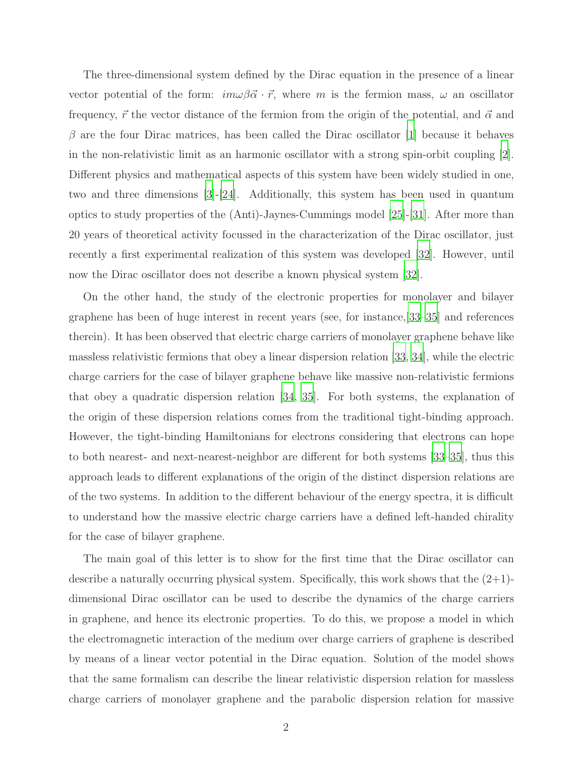The three-dimensional system defined by the Dirac equation in the presence of a linear vector potential of the form: $im\omega\beta\vec{\alpha}\cdot\vec{r}$, where $m$ is the fermion mass, $\omega$ an oscillator frequency, $\vec{r}$ the vector distance of the fermion from the origin of the potential, and $\vec{\alpha}$ and $\beta$ are the four Dirac matrices, has been called the Dirac oscillator [1] because it behaves in the non-relativistic limit as an harmonic oscillator with a strong spin-orbit coupling [2]. Different physics and mathematical aspects of this system have been widely studied in one, two and three dimensions [3]-[24]. Additionally, this system has been used in quantum optics to study properties of the (Anti)-Jaynes-Cummings model [25]-[31]. After more than 20 years of theoretical activity focussed in the characterization of the Dirac oscillator, just recently a first experimental realization of this system was developed [32]. However, until now the Dirac oscillator does not describe a known physical system [32].

On the other hand, the study of the electronic properties for monolayer and bilayer graphene has been of huge interest in recent years (see, for instance,[33–35] and references therein). It has been observed that electric charge carriers of monolayer graphene behave like massless relativistic fermions that obey a linear dispersion relation [33, 34], while the electric charge carriers for the case of bilayer graphene behave like massive non-relativistic fermions that obey a quadratic dispersion relation [34, 35]. For both systems, the explanation of the origin of these dispersion relations comes from the traditional tight-binding approach. However, the tight-binding Hamiltonians for electrons considering that electrons can hope to both nearest- and next-nearest-neighbor are different for both systems [33–35], thus this approach leads to different explanations of the origin of the distinct dispersion relations are of the two systems. In addition to the different behaviour of the energy spectra, it is difficult to understand how the massive electric charge carriers have a defined left-handed chirality for the case of bilayer graphene.

The main goal of this letter is to show for the first time that the Dirac oscillator can describe a naturally occurring physical system. Specifically, this work shows that the (2+1)-dimensional Dirac oscillator can be used to describe the dynamics of the charge carriers in graphene, and hence its electronic properties. To do this, we propose a model in which the electromagnetic interaction of the medium over charge carriers of graphene is described by means of a linear vector potential in the Dirac equation. Solution of the model shows that the same formalism can describe the linear relativistic dispersion relation for massless charge carriers of monolayer graphene and the parabolic dispersion relation for massive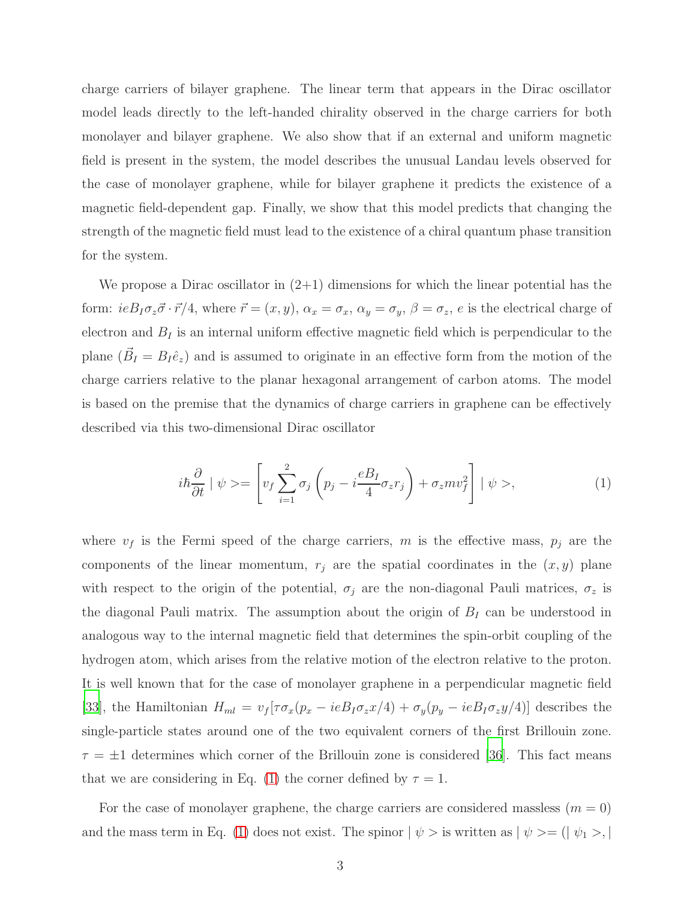charge carriers of bilayer graphene. The linear term that appears in the Dirac oscillator model leads directly to the left-handed chirality observed in the charge carriers for both monolayer and bilayer graphene. We also show that if an external and uniform magnetic field is present in the system, the model describes the unusual Landau levels observed for the case of monolayer graphene, while for bilayer graphene it predicts the existence of a magnetic field-dependent gap. Finally, we show that this model predicts that changing the strength of the magnetic field must lead to the existence of a chiral quantum phase transition for the system.

We propose a Dirac oscillator in (2+1) dimensions for which the linear potential has the form: $ieB_I\sigma_z\vec{\sigma}\cdot\vec{r}/4$, where $\vec{r}=(x,y)$, $\alpha_x=\sigma_x$, $\alpha_y=\sigma_y$, $\beta=\sigma_z$, $e$ is the electrical charge of electron and $B_I$ is an internal uniform effective magnetic field which is perpendicular to the plane ($\vec{B}_I=B_I\hat{e}_z$) and is assumed to originate in an effective form from the motion of the charge carriers relative to the planar hexagonal arrangement of carbon atoms. The model is based on the premise that the dynamics of charge carriers in graphene can be effectively described via this two-dimensional Dirac oscillator

$$i\hbar\frac{\partial}{\partial t}\mid\psi>=\left[v_f\sum_{i=1}^{2}\sigma_j\left(p_j-i\frac{eB_I}{4}\sigma_z r_j\right)+\sigma_z m v_f^2\right]\mid\psi>, \tag{1}$$

where $v_f$ is the Fermi speed of the charge carriers, $m$ is the effective mass, $p_j$ are the components of the linear momentum, $r_j$ are the spatial coordinates in the $(x,y)$ plane with respect to the origin of the potential, $\sigma_j$ are the non-diagonal Pauli matrices, $\sigma_z$ is the diagonal Pauli matrix. The assumption about the origin of $B_I$ can be understood in analogous way to the internal magnetic field that determines the spin-orbit coupling of the hydrogen atom, which arises from the relative motion of the electron relative to the proton. It is well known that for the case of monolayer graphene in a perpendicular magnetic field [33], the Hamiltonian $H_{ml}=v_f[\tau\sigma_x(p_x-ieB_I\sigma_z x/4)+\sigma_y(p_y-ieB_I\sigma_z y/4)]$ describes the single-particle states around one of the two equivalent corners of the first Brillouin zone. $\tau=\pm1$ determines which corner of the Brillouin zone is considered [36]. This fact means that we are considering in Eq. (1) the corner defined by $\tau=1$.

For the case of monolayer graphene, the charge carriers are considered massless ($m=0$) and the mass term in Eq. (1) does not exist. The spinor $\mid\psi>$ is written as $\mid\psi>=(\mid\psi_1>,\mid$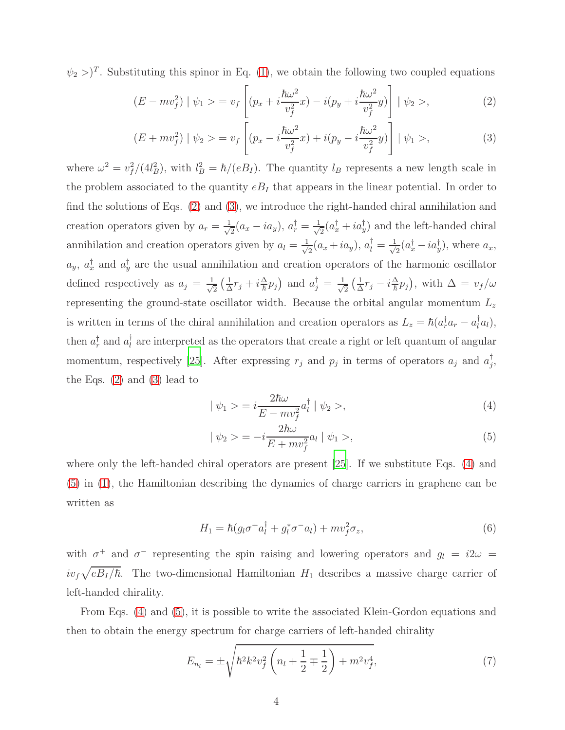$\psi_2 >)^T$. Substituting this spinor in Eq. (1), we obtain the following two coupled equations

$$(E - mv_f^2) \mid \psi_1 > = v_f \left[ (p_x + i\frac{\hbar\omega^2}{v_f^2}x) - i(p_y + i\frac{\hbar\omega^2}{v_f^2}y) \right] \mid \psi_2 >, \tag{2}$$

$$(E + mv_f^2) \mid \psi_2 > = v_f \left[ (p_x - i\frac{\hbar\omega^2}{v_f^2}x) + i(p_y - i\frac{\hbar\omega^2}{v_f^2}y) \right] \mid \psi_1 >, \tag{3}$$

where $\omega^2 = v_f^2/(4l_B^2)$, with $l_B^2 = \hbar/(eB_I)$. The quantity $l_B$ represents a new length scale in the problem associated to the quantity $eB_I$ that appears in the linear potential. In order to find the solutions of Eqs. (2) and (3), we introduce the right-handed chiral annihilation and creation operators given by $a_r = \frac{1}{\sqrt{2}}(a_x - ia_y)$, $a_r^\dagger = \frac{1}{\sqrt{2}}(a_x^\dagger + ia_y^\dagger)$ and the left-handed chiral annihilation and creation operators given by $a_l = \frac{1}{\sqrt{2}}(a_x + ia_y)$, $a_l^\dagger = \frac{1}{\sqrt{2}}(a_x^\dagger - ia_y^\dagger)$, where $a_x$, $a_y$, $a_x^\dagger$ and $a_y^\dagger$ are the usual annihilation and creation operators of the harmonic oscillator defined respectively as $a_j = \frac{1}{\sqrt{2}}\left(\frac{1}{\Delta}r_j + i\frac{\Delta}{\hbar}p_j\right)$ and $a_j^\dagger = \frac{1}{\sqrt{2}}\left(\frac{1}{\Delta}r_j - i\frac{\Delta}{\hbar}p_j\right)$, with $\Delta = v_f/\omega$ representing the ground-state oscillator width. Because the orbital angular momentum $L_z$ is written in terms of the chiral annihilation and creation operators as $L_z = \hbar(a_r^\dagger a_r - a_l^\dagger a_l)$, then $a_r^\dagger$ and $a_l^\dagger$ are interpreted as the operators that create a right or left quantum of angular momentum, respectively [25]. After expressing $r_j$ and $p_j$ in terms of operators $a_j$ and $a_j^\dagger$, the Eqs. (2) and (3) lead to

$$\mid \psi_1 > = i\frac{2\hbar\omega}{E - mv_f^2}a_l^\dagger \mid \psi_2 >, \tag{4}$$

$$\mid \psi_2 > = -i\frac{2\hbar\omega}{E + mv_f^2}a_l \mid \psi_1 >, \tag{5}$$

where only the left-handed chiral operators are present [25]. If we substitute Eqs. (4) and (5) in (1), the Hamiltonian describing the dynamics of charge carriers in graphene can be written as

$$H_1 = \hbar(g_l\sigma^+ a_l^\dagger + g_l^*\sigma^- a_l) + mv_f^2\sigma_z, \tag{6}$$

with $\sigma^+$ and $\sigma^-$ representing the spin raising and lowering operators and $g_l = i2\omega = iv_f\sqrt{eB_I/\hbar}$. The two-dimensional Hamiltonian $H_1$ describes a massive charge carrier of left-handed chirality.

From Eqs. (4) and (5), it is possible to write the associated Klein-Gordon equations and then to obtain the energy spectrum for charge carriers of left-handed chirality

$$E_{n_l} = \pm\sqrt{\hbar^2 k^2 v_f^2 \left(n_l + \frac{1}{2} \mp \frac{1}{2}\right) + m^2 v_f^4}, \tag{7}$$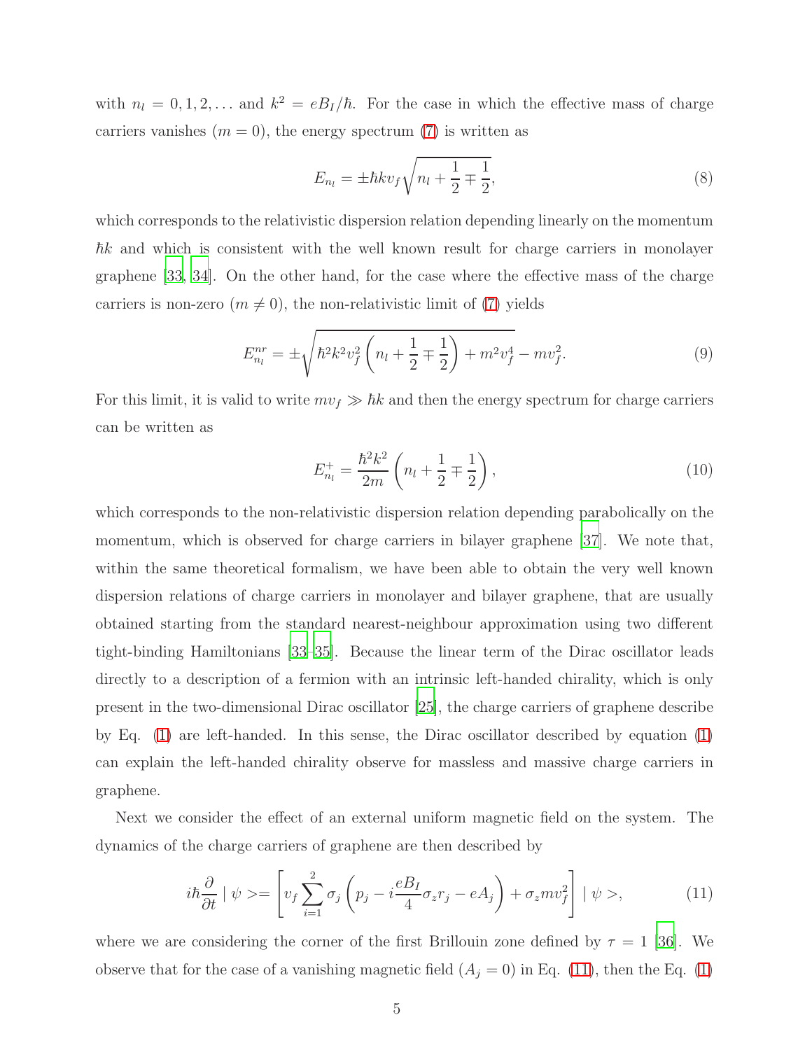with $n_l = 0, 1, 2, \dots$ and $k^2 = eB_I/\hbar$. For the case in which the effective mass of charge carriers vanishes ($m = 0$), the energy spectrum (7) is written as

$$E_{n_l} = \pm \hbar k v_f \sqrt{n_l + \frac{1}{2} \mp \frac{1}{2}}, \tag{8}$$

which corresponds to the relativistic dispersion relation depending linearly on the momentum $\hbar k$ and which is consistent with the well known result for charge carriers in monolayer graphene [33, 34]. On the other hand, for the case where the effective mass of the charge carriers is non-zero ($m \neq 0$), the non-relativistic limit of (7) yields

$$E^{nr}_{n_l} = \pm \sqrt{\hbar^2 k^2 v_f^2 \left( n_l + \frac{1}{2} \mp \frac{1}{2} \right) + m^2 v_f^4} - m v_f^2. \tag{9}$$

For this limit, it is valid to write $m v_f \gg \hbar k$ and then the energy spectrum for charge carriers can be written as

$$E^{+}_{n_l} = \frac{\hbar^2 k^2}{2m} \left( n_l + \frac{1}{2} \mp \frac{1}{2} \right), \tag{10}$$

which corresponds to the non-relativistic dispersion relation depending parabolically on the momentum, which is observed for charge carriers in bilayer graphene [37]. We note that, within the same theoretical formalism, we have been able to obtain the very well known dispersion relations of charge carriers in monolayer and bilayer graphene, that are usually obtained starting from the standard nearest-neighbour approximation using two different tight-binding Hamiltonians [33–35]. Because the linear term of the Dirac oscillator leads directly to a description of a fermion with an intrinsic left-handed chirality, which is only present in the two-dimensional Dirac oscillator [25], the charge carriers of graphene describe by Eq. (1) are left-handed. In this sense, the Dirac oscillator described by equation (1) can explain the left-handed chirality observe for massless and massive charge carriers in graphene.

Next we consider the effect of an external uniform magnetic field on the system. The dynamics of the charge carriers of graphene are then described by

$$i\hbar \frac{\partial}{\partial t} \mid \psi >= \left[ v_f \sum_{i=1}^{2} \sigma_j \left( p_j - i \frac{eB_I}{4} \sigma_z r_j - eA_j \right) + \sigma_z m v_f^2 \right] \mid \psi >, \tag{11}$$

where we are considering the corner of the first Brillouin zone defined by $\tau = 1$ [36]. We observe that for the case of a vanishing magnetic field ($A_j = 0$) in Eq. (11), then the Eq. (1)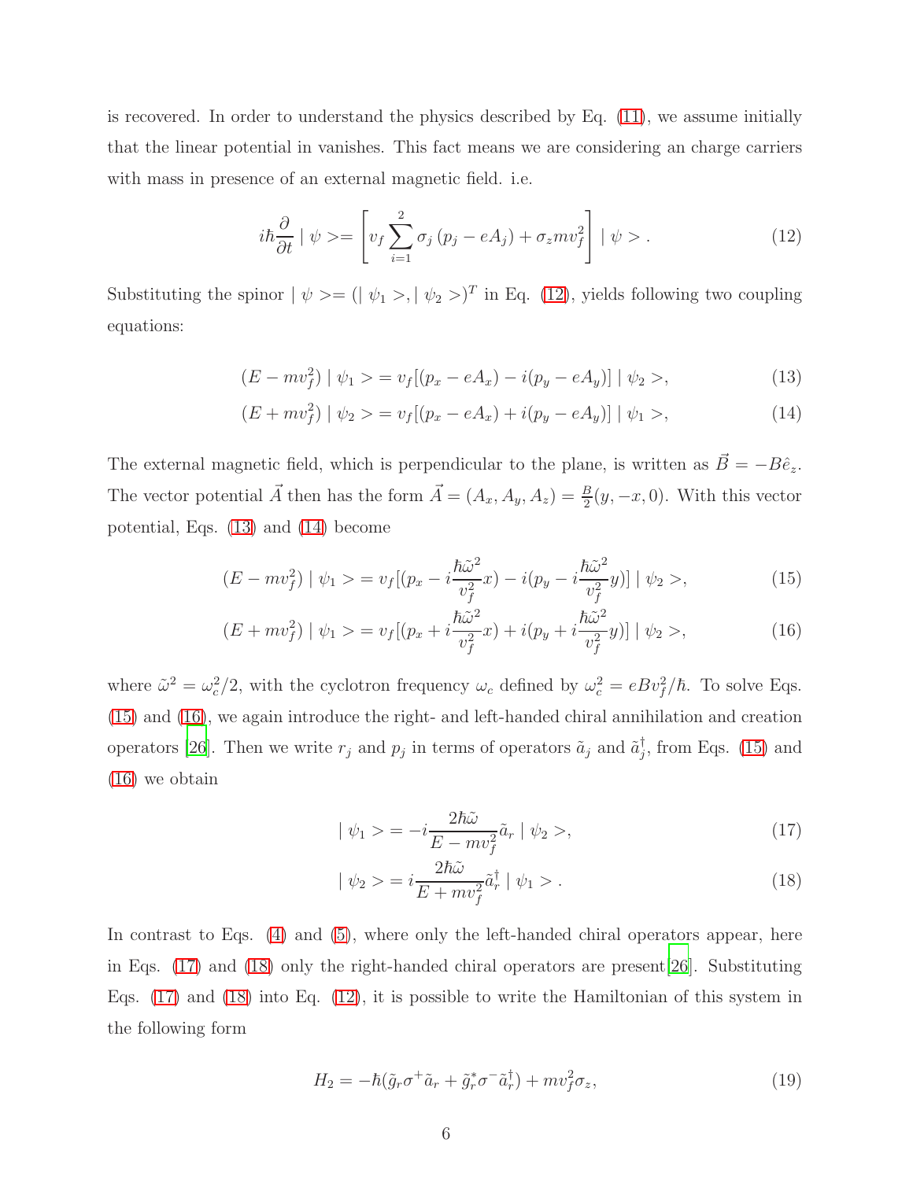is recovered. In order to understand the physics described by Eq. (11), we assume initially that the linear potential in vanishes. This fact means we are considering an charge carriers with mass in presence of an external magnetic field. i.e.

$$i\hbar\frac{\partial}{\partial t} \mid \psi >= \left[ v_f \sum_{i=1}^{2} \sigma_j \left( p_j - eA_j \right) + \sigma_z m v_f^2 \right] \mid \psi > . \tag{12}$$

Substituting the spinor $\mid \psi >= (\mid \psi_1 >, \mid \psi_2 >)^T$ in Eq. (12), yields following two coupling equations:

$$(E - mv_f^2) \mid \psi_1 >= v_f[(p_x - eA_x) - i(p_y - eA_y)] \mid \psi_2 >, \tag{13}$$

$$(E + mv_f^2) \mid \psi_2 >= v_f[(p_x - eA_x) + i(p_y - eA_y)] \mid \psi_1 >, \tag{14}$$

The external magnetic field, which is perpendicular to the plane, is written as $\vec{B} = -B\hat{e}_z$. The vector potential $\vec{A}$ then has the form $\vec{A} = (A_x, A_y, A_z) = \frac{B}{2}(y, -x, 0)$. With this vector potential, Eqs. (13) and (14) become

$$(E - mv_f^2) \mid \psi_1 >= v_f[(p_x - i\frac{\hbar\tilde{\omega}^2}{v_f^2}x) - i(p_y - i\frac{\hbar\tilde{\omega}^2}{v_f^2}y)] \mid \psi_2 >, \tag{15}$$

$$(E + mv_f^2) \mid \psi_1 >= v_f[(p_x + i\frac{\hbar\tilde{\omega}^2}{v_f^2}x) + i(p_y + i\frac{\hbar\tilde{\omega}^2}{v_f^2}y)] \mid \psi_2 >, \tag{16}$$

where $\tilde{\omega}^2 = \omega_c^2/2$, with the cyclotron frequency $\omega_c$ defined by $\omega_c^2 = eBv_f^2/\hbar$. To solve Eqs. (15) and (16), we again introduce the right- and left-handed chiral annihilation and creation operators [26]. Then we write $r_j$ and $p_j$ in terms of operators $\tilde{a}_j$ and $\tilde{a}_j^\dagger$, from Eqs. (15) and (16) we obtain

$$\mid \psi_1 >= -i\frac{2\hbar\tilde{\omega}}{E - mv_f^2}\tilde{a}_r \mid \psi_2 >, \tag{17}$$

$$\mid \psi_2 >= i\frac{2\hbar\tilde{\omega}}{E + mv_f^2}\tilde{a}_r^\dagger \mid \psi_1 > . \tag{18}$$

In contrast to Eqs. (4) and (5), where only the left-handed chiral operators appear, here in Eqs. (17) and (18) only the right-handed chiral operators are present[26]. Substituting Eqs. (17) and (18) into Eq. (12), it is possible to write the Hamiltonian of this system in the following form

$$H_2 = -\hbar(\tilde{g}_r\sigma^+\tilde{a}_r + \tilde{g}_r^*\sigma^-\tilde{a}_r^\dagger) + mv_f^2\sigma_z, \tag{19}$$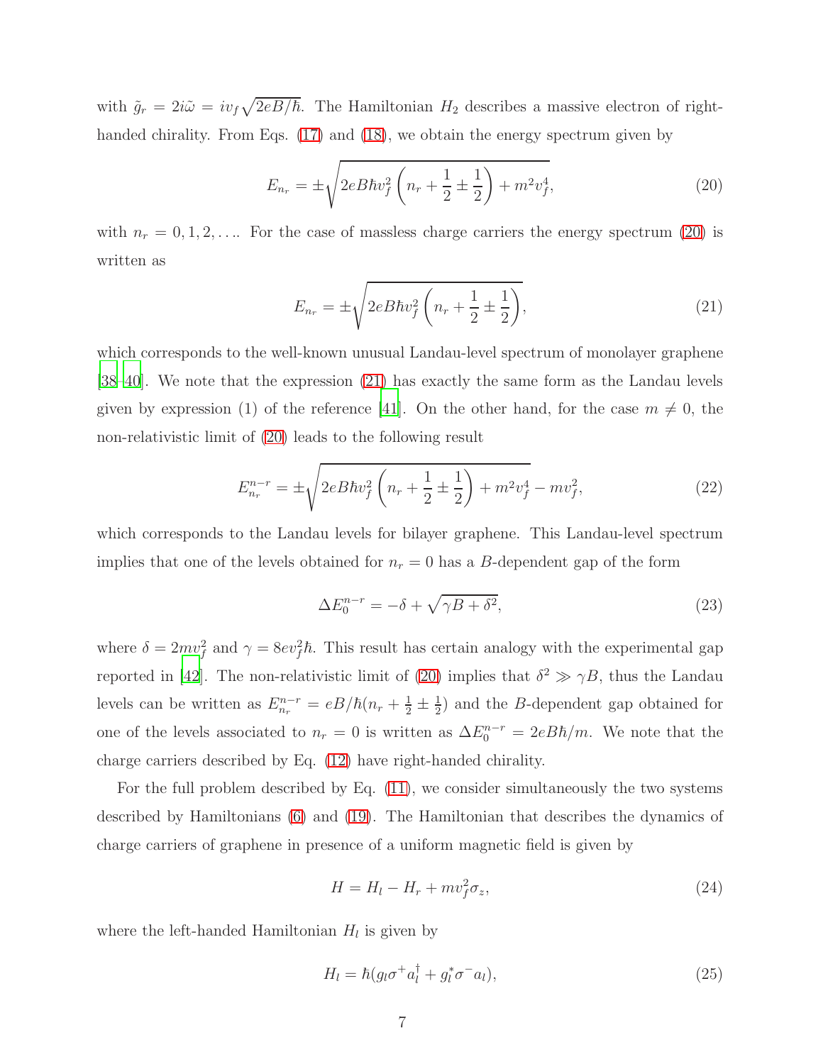with $\tilde{g}_r = 2i\tilde{\omega} = iv_f\sqrt{2eB/\hbar}$. The Hamiltonian $H_2$ describes a massive electron of right-handed chirality. From Eqs. (17) and (18), we obtain the energy spectrum given by

$$E_{n_r} = \pm\sqrt{2eB\hbar v_f^2\left(n_r + \frac{1}{2} \pm \frac{1}{2}\right) + m^2 v_f^4}, \tag{20}$$

with $n_r = 0, 1, 2, \ldots$. For the case of massless charge carriers the energy spectrum (20) is written as

$$E_{n_r} = \pm\sqrt{2eB\hbar v_f^2\left(n_r + \frac{1}{2} \pm \frac{1}{2}\right)}, \tag{21}$$

which corresponds to the well-known unusual Landau-level spectrum of monolayer graphene [38–40]. We note that the expression (21) has exactly the same form as the Landau levels given by expression (1) of the reference [41]. On the other hand, for the case $m \neq 0$, the non-relativistic limit of (20) leads to the following result

$$E_{n_r}^{n-r} = \pm\sqrt{2eB\hbar v_f^2\left(n_r + \frac{1}{2} \pm \frac{1}{2}\right) + m^2 v_f^4} - mv_f^2, \tag{22}$$

which corresponds to the Landau levels for bilayer graphene. This Landau-level spectrum implies that one of the levels obtained for $n_r = 0$ has a $B$-dependent gap of the form

$$\Delta E_0^{n-r} = -\delta + \sqrt{\gamma B + \delta^2}, \tag{23}$$

where $\delta = 2mv_f^2$ and $\gamma = 8ev_f^2\hbar$. This result has certain analogy with the experimental gap reported in [42]. The non-relativistic limit of (20) implies that $\delta^2 \gg \gamma B$, thus the Landau levels can be written as $E_{n_r}^{n-r} = eB/\hbar(n_r + \frac{1}{2} \pm \frac{1}{2})$ and the $B$-dependent gap obtained for one of the levels associated to $n_r = 0$ is written as $\Delta E_0^{n-r} = 2eB\hbar/m$. We note that the charge carriers described by Eq. (12) have right-handed chirality.

For the full problem described by Eq. (11), we consider simultaneously the two systems described by Hamiltonians (6) and (19). The Hamiltonian that describes the dynamics of charge carriers of graphene in presence of a uniform magnetic field is given by

$$H = H_l - H_r + mv_f^2\sigma_z, \tag{24}$$

where the left-handed Hamiltonian $H_l$ is given by

$$H_l = \hbar(g_l\sigma^+ a_l^\dagger + g_l^*\sigma^- a_l), \tag{25}$$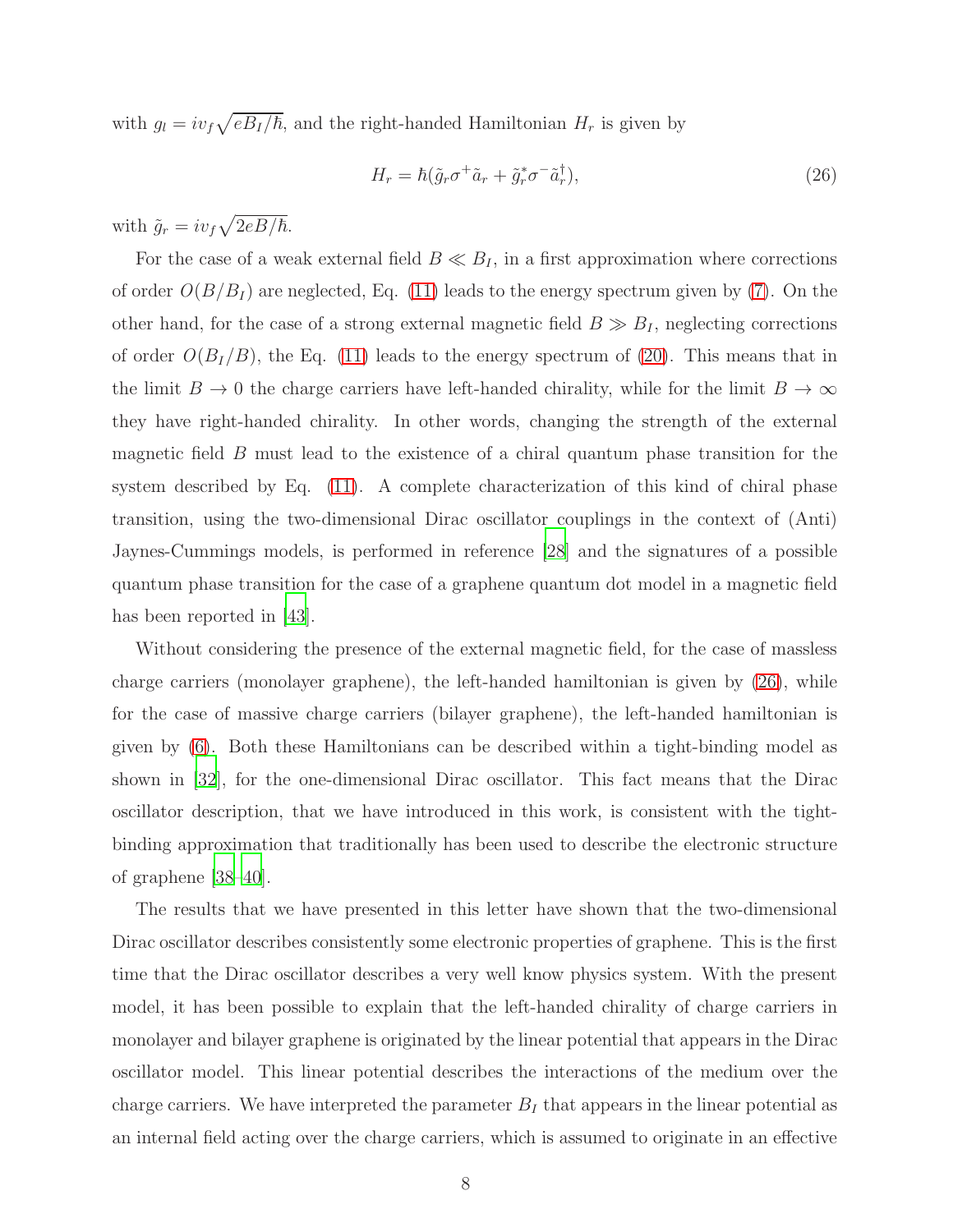with $g_l = iv_f\sqrt{eB_I/\hbar}$, and the right-handed Hamiltonian $H_r$ is given by

$$H_r = \hbar(\tilde{g}_r\sigma^+\tilde{a}_r + \tilde{g}_r^*\sigma^-\tilde{a}_r^\dagger), \tag{26}$$

with $\tilde{g}_r = iv_f\sqrt{2eB/\hbar}$.

For the case of a weak external field $B \ll B_I$, in a first approximation where corrections of order $O(B/B_I)$ are neglected, Eq. (11) leads to the energy spectrum given by (7). On the other hand, for the case of a strong external magnetic field $B \gg B_I$, neglecting corrections of order $O(B_I/B)$, the Eq. (11) leads to the energy spectrum of (20). This means that in the limit $B \to 0$ the charge carriers have left-handed chirality, while for the limit $B \to \infty$ they have right-handed chirality. In other words, changing the strength of the external magnetic field $B$ must lead to the existence of a chiral quantum phase transition for the system described by Eq. (11). A complete characterization of this kind of chiral phase transition, using the two-dimensional Dirac oscillator couplings in the context of (Anti) Jaynes-Cummings models, is performed in reference [28] and the signatures of a possible quantum phase transition for the case of a graphene quantum dot model in a magnetic field has been reported in [43].

Without considering the presence of the external magnetic field, for the case of massless charge carriers (monolayer graphene), the left-handed hamiltonian is given by (26), while for the case of massive charge carriers (bilayer graphene), the left-handed hamiltonian is given by (6). Both these Hamiltonians can be described within a tight-binding model as shown in [32], for the one-dimensional Dirac oscillator. This fact means that the Dirac oscillator description, that we have introduced in this work, is consistent with the tight-binding approximation that traditionally has been used to describe the electronic structure of graphene [38–40].

The results that we have presented in this letter have shown that the two-dimensional Dirac oscillator describes consistently some electronic properties of graphene. This is the first time that the Dirac oscillator describes a very well know physics system. With the present model, it has been possible to explain that the left-handed chirality of charge carriers in monolayer and bilayer graphene is originated by the linear potential that appears in the Dirac oscillator model. This linear potential describes the interactions of the medium over the charge carriers. We have interpreted the parameter $B_I$ that appears in the linear potential as an internal field acting over the charge carriers, which is assumed to originate in an effective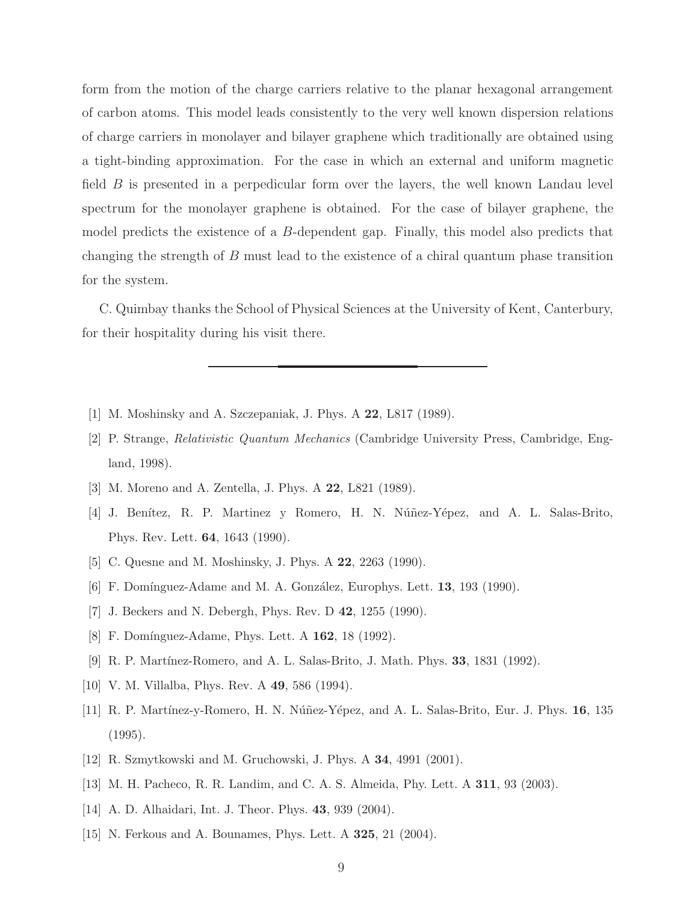form from the motion of the charge carriers relative to the planar hexagonal arrangement of carbon atoms. This model leads consistently to the very well known dispersion relations of charge carriers in monolayer and bilayer graphene which traditionally are obtained using a tight-binding approximation. For the case in which an external and uniform magnetic field $B$ is presented in a perpedicular form over the layers, the well known Landau level spectrum for the monolayer graphene is obtained. For the case of bilayer graphene, the model predicts the existence of a $B$-dependent gap. Finally, this model also predicts that changing the strength of $B$ must lead to the existence of a chiral quantum phase transition for the system.

C. Quimbay thanks the School of Physical Sciences at the University of Kent, Canterbury, for their hospitality during his visit there.

---

[1] M. Moshinsky and A. Szczepaniak, J. Phys. A **22**, L817 (1989).

[2] P. Strange, *Relativistic Quantum Mechanics* (Cambridge University Press, Cambridge, England, 1998).

[3] M. Moreno and A. Zentella, J. Phys. A **22**, L821 (1989).

[4] J. Benítez, R. P. Martinez y Romero, H. N. Núñez-Yépez, and A. L. Salas-Brito, Phys. Rev. Lett. **64**, 1643 (1990).

[5] C. Quesne and M. Moshinsky, J. Phys. A **22**, 2263 (1990).

[6] F. Domínguez-Adame and M. A. González, Europhys. Lett. **13**, 193 (1990).

[7] J. Beckers and N. Debergh, Phys. Rev. D **42**, 1255 (1990).

[8] F. Domínguez-Adame, Phys. Lett. A **162**, 18 (1992).

[9] R. P. Martínez-Romero, and A. L. Salas-Brito, J. Math. Phys. **33**, 1831 (1992).

[10] V. M. Villalba, Phys. Rev. A **49**, 586 (1994).

[11] R. P. Martínez-y-Romero, H. N. Núñez-Yépez, and A. L. Salas-Brito, Eur. J. Phys. **16**, 135 (1995).

[12] R. Szmytkowski and M. Gruchowski, J. Phys. A **34**, 4991 (2001).

[13] M. H. Pacheco, R. R. Landim, and C. A. S. Almeida, Phy. Lett. A **311**, 93 (2003).

[14] A. D. Alhaidari, Int. J. Theor. Phys. **43**, 939 (2004).

[15] N. Ferkous and A. Bounames, Phys. Lett. A **325**, 21 (2004).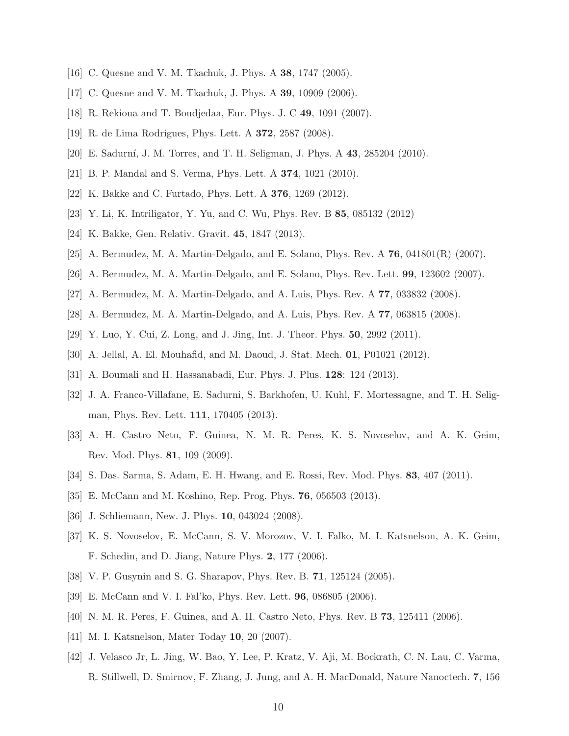[16] C. Quesne and V. M. Tkachuk, J. Phys. A **38**, 1747 (2005).

[17] C. Quesne and V. M. Tkachuk, J. Phys. A **39**, 10909 (2006).

[18] R. Rekioua and T. Boudjedaa, Eur. Phys. J. C **49**, 1091 (2007).

[19] R. de Lima Rodrigues, Phys. Lett. A **372**, 2587 (2008).

[20] E. Sadurní, J. M. Torres, and T. H. Seligman, J. Phys. A **43**, 285204 (2010).

[21] B. P. Mandal and S. Verma, Phys. Lett. A **374**, 1021 (2010).

[22] K. Bakke and C. Furtado, Phys. Lett. A **376**, 1269 (2012).

[23] Y. Li, K. Intriligator, Y. Yu, and C. Wu, Phys. Rev. B **85**, 085132 (2012)

[24] K. Bakke, Gen. Relativ. Gravit. **45**, 1847 (2013).

[25] A. Bermudez, M. A. Martin-Delgado, and E. Solano, Phys. Rev. A **76**, 041801(R) (2007).

[26] A. Bermudez, M. A. Martin-Delgado, and E. Solano, Phys. Rev. Lett. **99**, 123602 (2007).

[27] A. Bermudez, M. A. Martin-Delgado, and A. Luis, Phys. Rev. A **77**, 033832 (2008).

[28] A. Bermudez, M. A. Martin-Delgado, and A. Luis, Phys. Rev. A **77**, 063815 (2008).

[29] Y. Luo, Y. Cui, Z. Long, and J. Jing, Int. J. Theor. Phys. **50**, 2992 (2011).

[30] A. Jellal, A. El. Mouhafid, and M. Daoud, J. Stat. Mech. **01**, P01021 (2012).

[31] A. Boumali and H. Hassanabadi, Eur. Phys. J. Plus. **128**: 124 (2013).

[32] J. A. Franco-Villafane, E. Sadurni, S. Barkhofen, U. Kuhl, F. Mortessagne, and T. H. Seligman, Phys. Rev. Lett. **111**, 170405 (2013).

[33] A. H. Castro Neto, F. Guinea, N. M. R. Peres, K. S. Novoselov, and A. K. Geim, Rev. Mod. Phys. **81**, 109 (2009).

[34] S. Das. Sarma, S. Adam, E. H. Hwang, and E. Rossi, Rev. Mod. Phys. **83**, 407 (2011).

[35] E. McCann and M. Koshino, Rep. Prog. Phys. **76**, 056503 (2013).

[36] J. Schliemann, New. J. Phys. **10**, 043024 (2008).

[37] K. S. Novoselov, E. McCann, S. V. Morozov, V. I. Falko, M. I. Katsnelson, A. K. Geim, F. Schedin, and D. Jiang, Nature Phys. **2**, 177 (2006).

[38] V. P. Gusynin and S. G. Sharapov, Phys. Rev. B. **71**, 125124 (2005).

[39] E. McCann and V. I. Fal'ko, Phys. Rev. Lett. **96**, 086805 (2006).

[40] N. M. R. Peres, F. Guinea, and A. H. Castro Neto, Phys. Rev. B **73**, 125411 (2006).

[41] M. I. Katsnelson, Mater Today **10**, 20 (2007).

[42] J. Velasco Jr, L. Jing, W. Bao, Y. Lee, P. Kratz, V. Aji, M. Bockrath, C. N. Lau, C. Varma, R. Stillwell, D. Smirnov, F. Zhang, J. Jung, and A. H. MacDonald, Nature Nanoctech. **7**, 156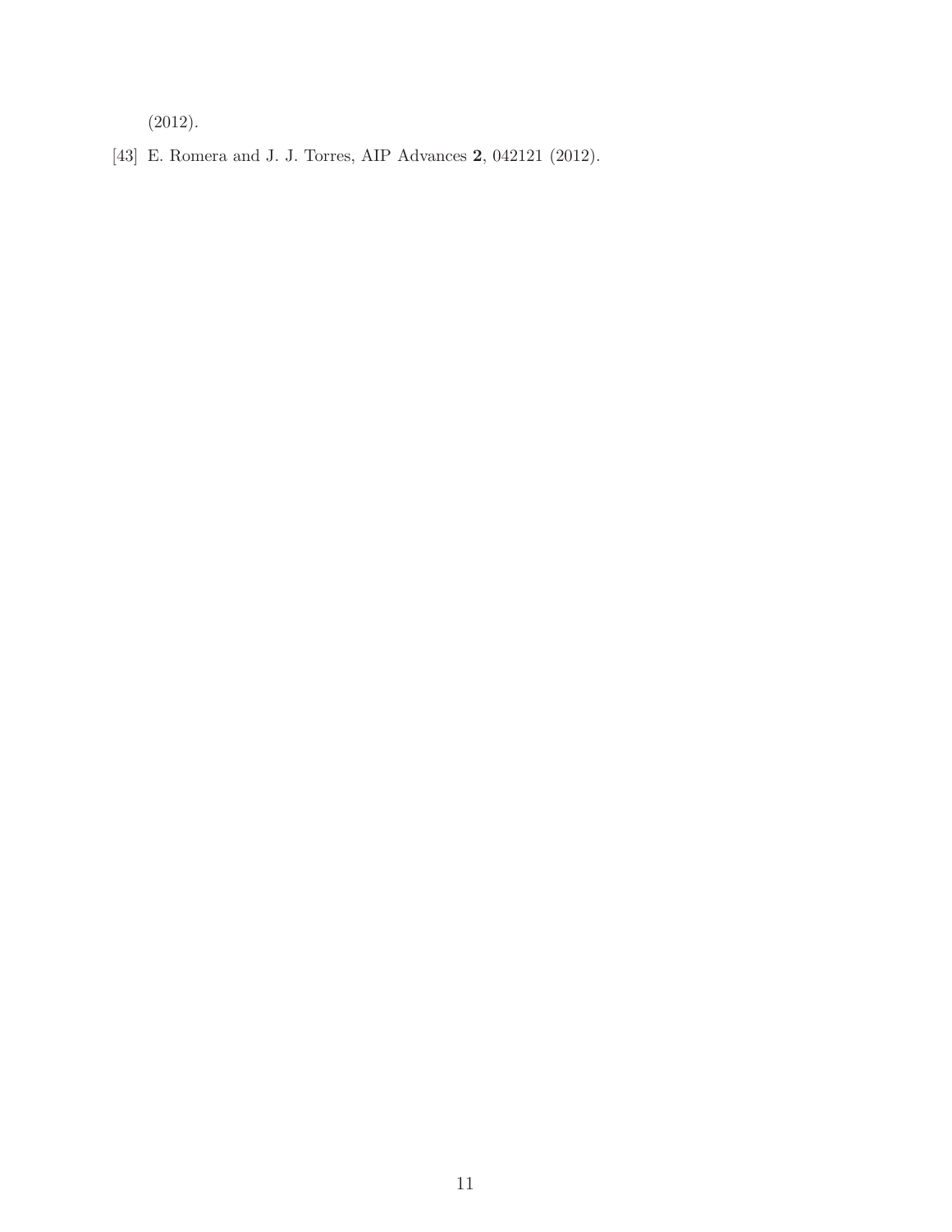(2012).

[43] E. Romera and J. J. Torres, AIP Advances **2**, 042121 (2012).